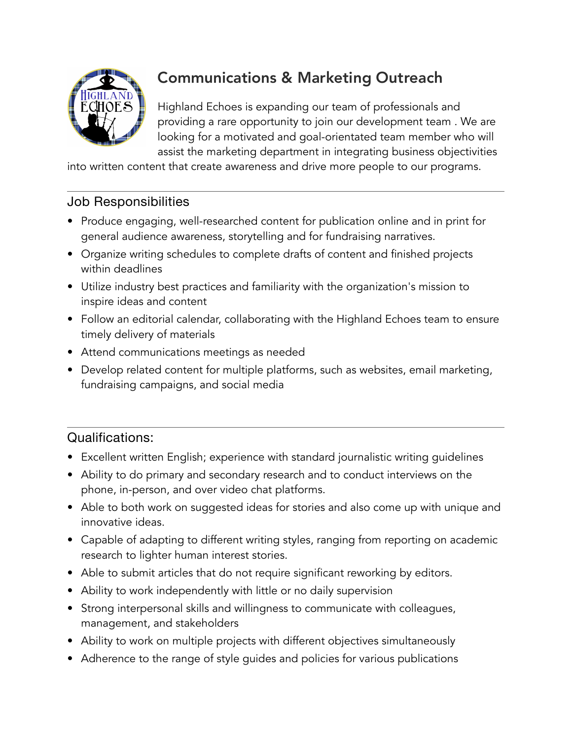# Communications & Marketing Outreach

Highland Echoes is expanding our team of professionals and providing a rare opportunity to join our development team . We are looking for a motivated and goal-orientated team member who will assist the marketing department in integrating business objectivities into written content that create awareness and drive more people to our programs.

---

## Job Responsibilities

- Produce engaging, well-researched content for publication online and in print for general audience awareness, storytelling and for fundraising narratives.
- Organize writing schedules to complete drafts of content and finished projects within deadlines
- Utilize industry best practices and familiarity with the organization's mission to inspire ideas and content
- Follow an editorial calendar, collaborating with the Highland Echoes team to ensure timely delivery of materials
- Attend communications meetings as needed
- Develop related content for multiple platforms, such as websites, email marketing, fundraising campaigns, and social media

---

## Qualifications:

- Excellent written English; experience with standard journalistic writing guidelines
- Ability to do primary and secondary research and to conduct interviews on the phone, in-person, and over video chat platforms.
- Able to both work on suggested ideas for stories and also come up with unique and innovative ideas.
- Capable of adapting to different writing styles, ranging from reporting on academic research to lighter human interest stories.
- Able to submit articles that do not require significant reworking by editors.
- Ability to work independently with little or no daily supervision
- Strong interpersonal skills and willingness to communicate with colleagues, management, and stakeholders
- Ability to work on multiple projects with different objectives simultaneously
- Adherence to the range of style guides and policies for various publications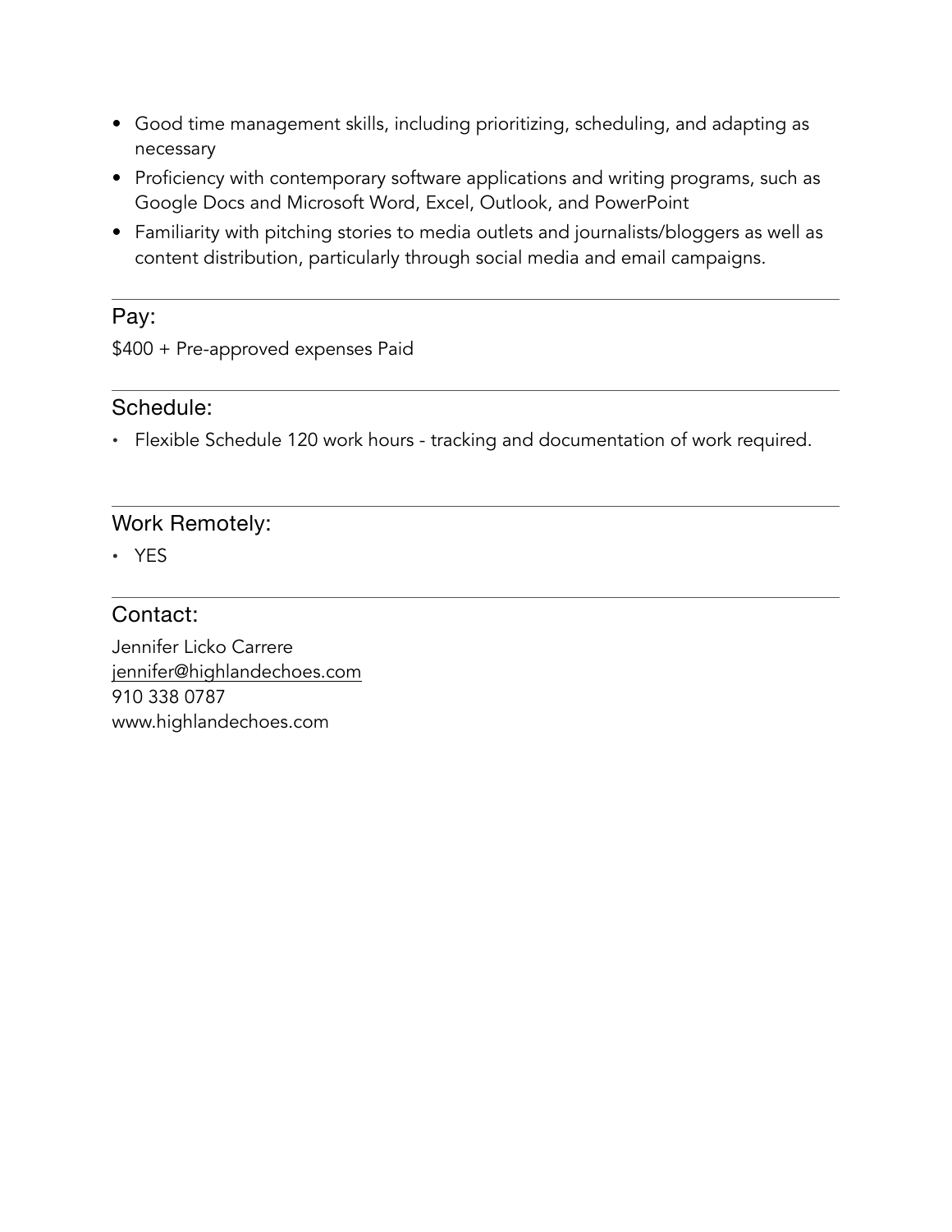- Good time management skills, including prioritizing, scheduling, and adapting as necessary
- Proficiency with contemporary software applications and writing programs, such as Google Docs and Microsoft Word, Excel, Outlook, and PowerPoint
- Familiarity with pitching stories to media outlets and journalists/bloggers as well as content distribution, particularly through social media and email campaigns.

---

## Pay:

$400 + Pre-approved expenses Paid

---

## Schedule:

- Flexible Schedule 120 work hours - tracking and documentation of work required.

---

## Work Remotely:

- YES

---

## Contact:

Jennifer Licko Carrere
jennifer@highlandechoes.com
910 338 0787
www.highlandechoes.com